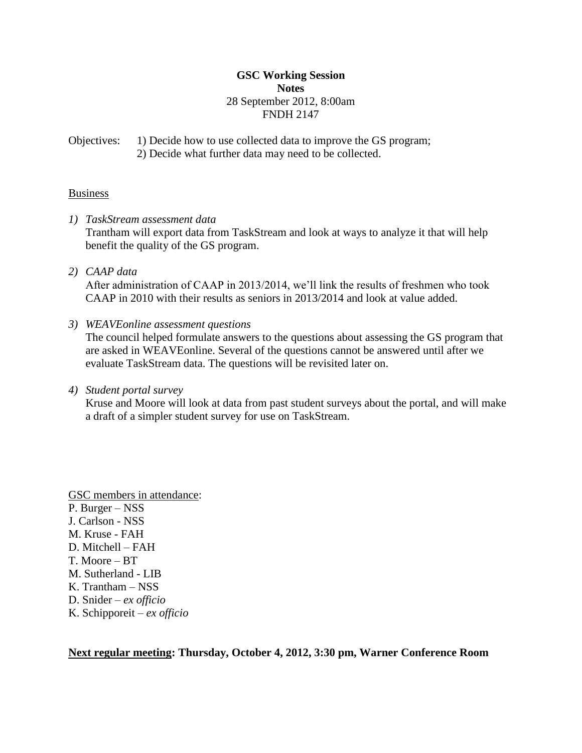# GSC Working Session

**Notes**

28 September 2012, 8:00am

FNDH 2147

Objectives: 1) Decide how to use collected data to improve the GS program;
2) Decide what further data may need to be collected.

## Business

1) *TaskStream assessment data*
   Trantham will export data from TaskStream and look at ways to analyze it that will help benefit the quality of the GS program.

2) *CAAP data*
   After administration of CAAP in 2013/2014, we'll link the results of freshmen who took CAAP in 2010 with their results as seniors in 2013/2014 and look at value added.

3) *WEAVEonline assessment questions*
   The council helped formulate answers to the questions about assessing the GS program that are asked in WEAVEonline. Several of the questions cannot be answered until after we evaluate TaskStream data. The questions will be revisited later on.

4) *Student portal survey*
   Kruse and Moore will look at data from past student surveys about the portal, and will make a draft of a simpler student survey for use on TaskStream.

GSC members in attendance:

P. Burger – NSS
J. Carlson - NSS
M. Kruse - FAH
D. Mitchell – FAH
T. Moore – BT
M. Sutherland - LIB
K. Trantham – NSS
D. Snider – *ex officio*
K. Schipporeit – *ex officio*

**Next regular meeting: Thursday, October 4, 2012, 3:30 pm, Warner Conference Room**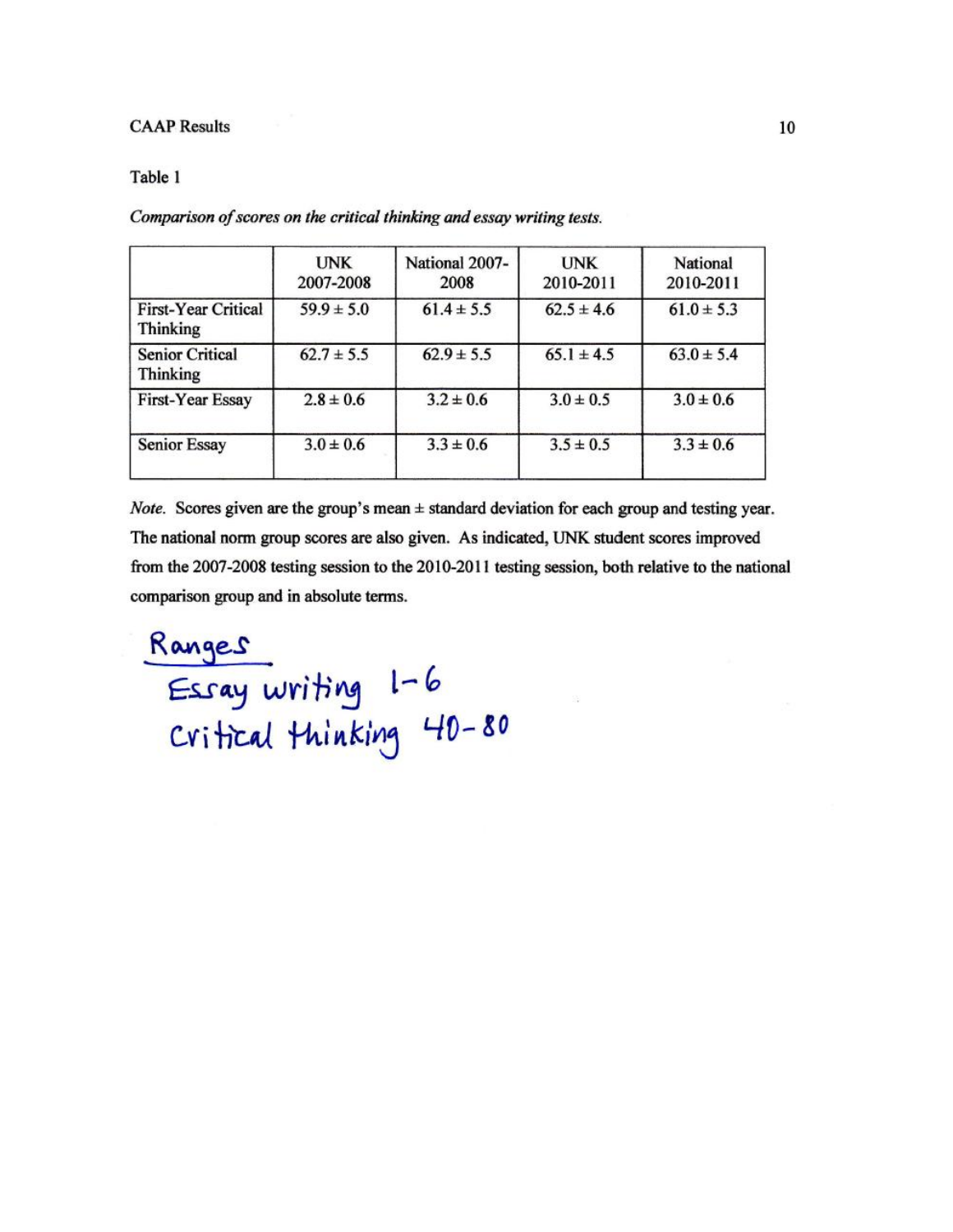Table 1

*Comparison of scores on the critical thinking and essay writing tests.*

| | UNK 2007-2008 | National 2007-2008 | UNK 2010-2011 | National 2010-2011 |
|---|---|---|---|---|
| First-Year Critical Thinking | $59.9 \pm 5.0$ | $61.4 \pm 5.5$ | $62.5 \pm 4.6$ | $61.0 \pm 5.3$ |
| Senior Critical Thinking | $62.7 \pm 5.5$ | $62.9 \pm 5.5$ | $65.1 \pm 4.5$ | $63.0 \pm 5.4$ |
| First-Year Essay | $2.8 \pm 0.6$ | $3.2 \pm 0.6$ | $3.0 \pm 0.5$ | $3.0 \pm 0.6$ |
| Senior Essay | $3.0 \pm 0.6$ | $3.3 \pm 0.6$ | $3.5 \pm 0.5$ | $3.3 \pm 0.6$ |

*Note.* Scores given are the group's mean ± standard deviation for each group and testing year. The national norm group scores are also given. As indicated, UNK student scores improved from the 2007-2008 testing session to the 2010-2011 testing session, both relative to the national comparison group and in absolute terms.

<u>Ranges</u>

Essay writing 1-6

Critical thinking 40-80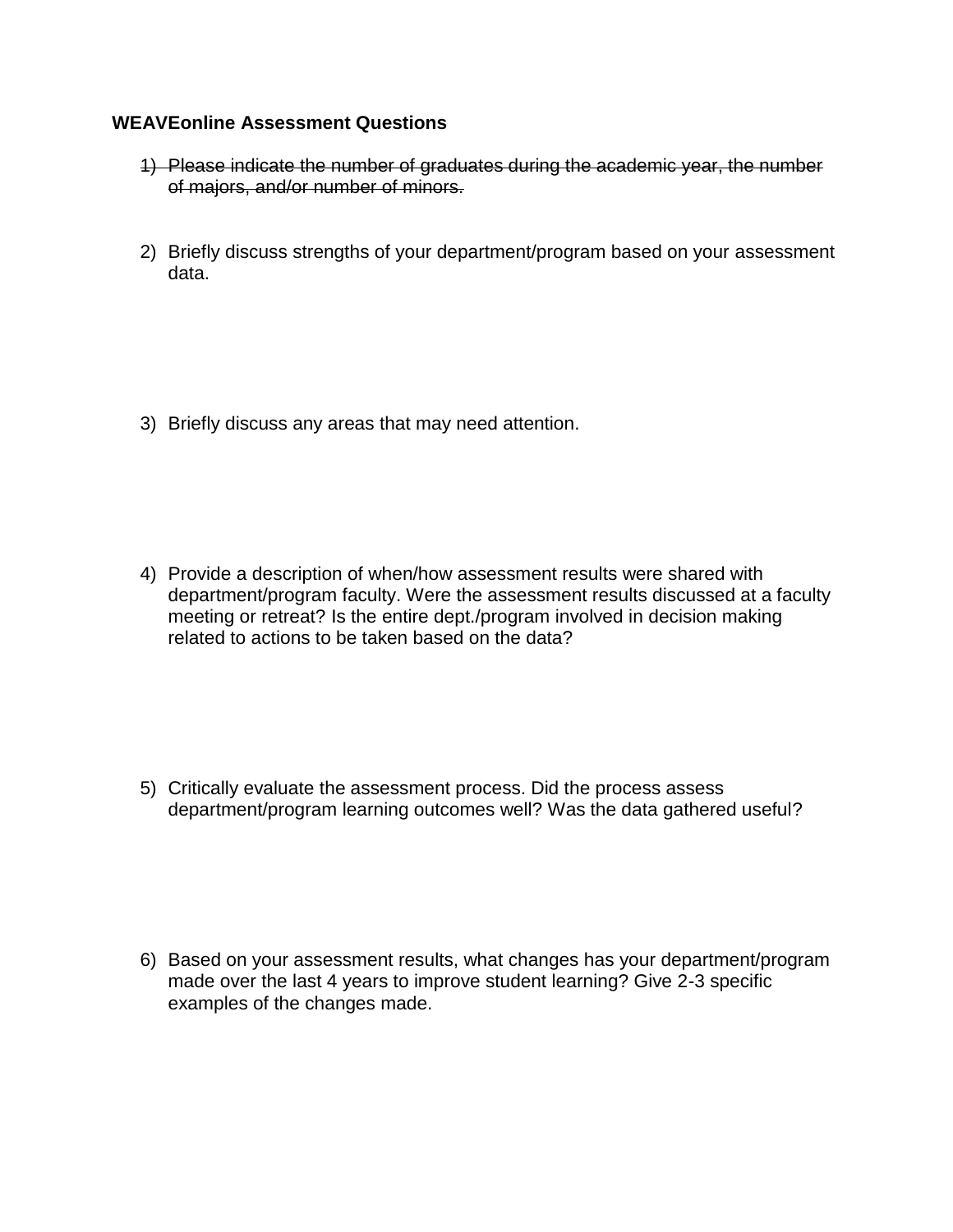**WEAVEonline Assessment Questions**

1) ~~Please indicate the number of graduates during the academic year, the number of majors, and/or number of minors.~~

2) Briefly discuss strengths of your department/program based on your assessment data.

3) Briefly discuss any areas that may need attention.

4) Provide a description of when/how assessment results were shared with department/program faculty. Were the assessment results discussed at a faculty meeting or retreat? Is the entire dept./program involved in decision making related to actions to be taken based on the data?

5) Critically evaluate the assessment process. Did the process assess department/program learning outcomes well? Was the data gathered useful?

6) Based on your assessment results, what changes has your department/program made over the last 4 years to improve student learning? Give 2-3 specific examples of the changes made.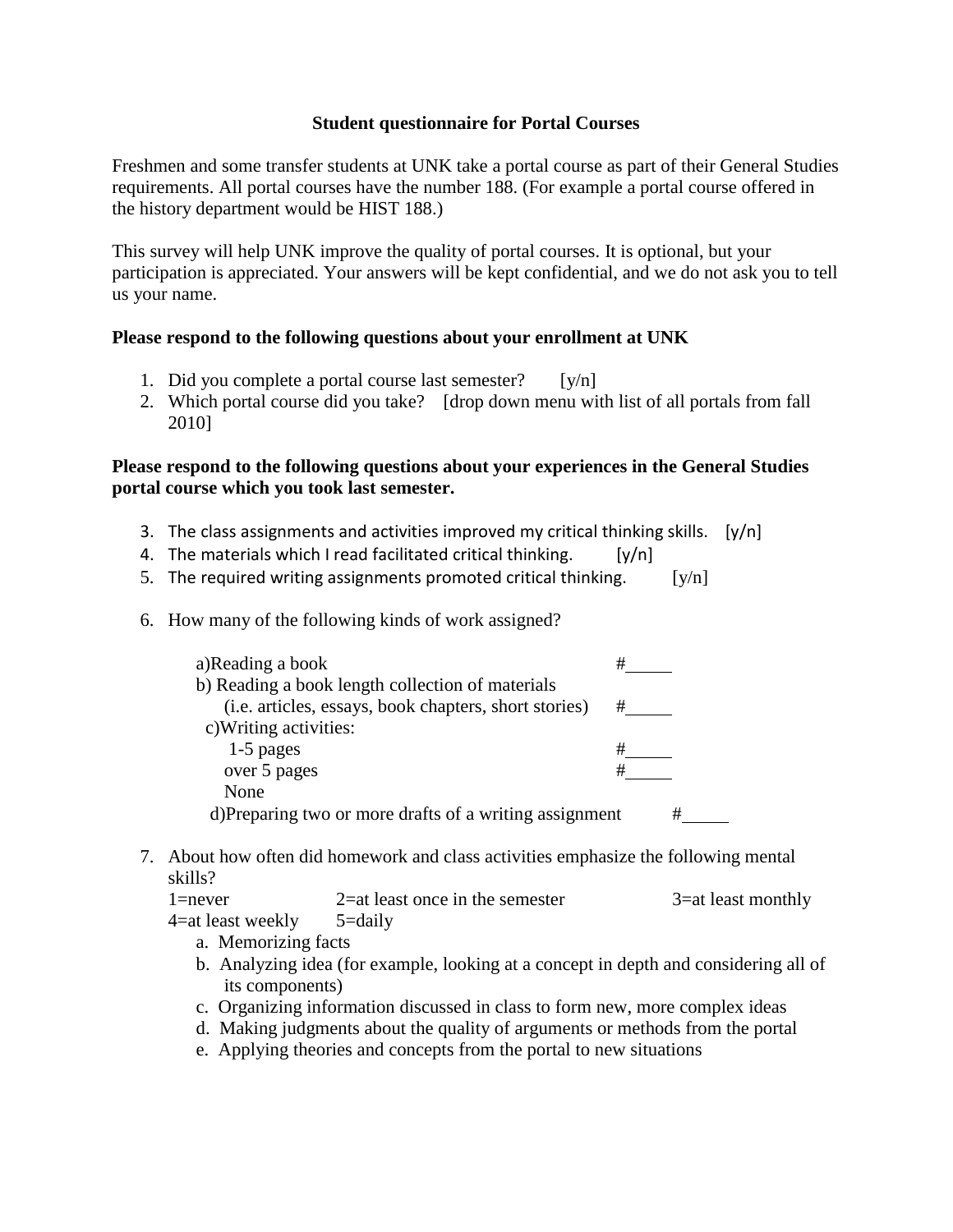**Student questionnaire for Portal Courses**

Freshmen and some transfer students at UNK take a portal course as part of their General Studies requirements. All portal courses have the number 188. (For example a portal course offered in the history department would be HIST 188.)

This survey will help UNK improve the quality of portal courses. It is optional, but your participation is appreciated. Your answers will be kept confidential, and we do not ask you to tell us your name.

**Please respond to the following questions about your enrollment at UNK**

1. Did you complete a portal course last semester? [y/n]
2. Which portal course did you take? [drop down menu with list of all portals from fall 2010]

**Please respond to the following questions about your experiences in the General Studies portal course which you took last semester.**

3. The class assignments and activities improved my critical thinking skills. [y/n]
4. The materials which I read facilitated critical thinking. [y/n]
5. The required writing assignments promoted critical thinking. [y/n]

6. How many of the following kinds of work assigned?

   a)Reading a book #_____
   b) Reading a book length collection of materials
   (i.e. articles, essays, book chapters, short stories) #_____
   c)Writing activities:
   1-5 pages #_____
   over 5 pages #_____
   None
   d)Preparing two or more drafts of a writing assignment #_____

7. About how often did homework and class activities emphasize the following mental skills?
   1=never 2=at least once in the semester 3=at least monthly
   4=at least weekly 5=daily
   a. Memorizing facts
   b. Analyzing idea (for example, looking at a concept in depth and considering all of its components)
   c. Organizing information discussed in class to form new, more complex ideas
   d. Making judgments about the quality of arguments or methods from the portal
   e. Applying theories and concepts from the portal to new situations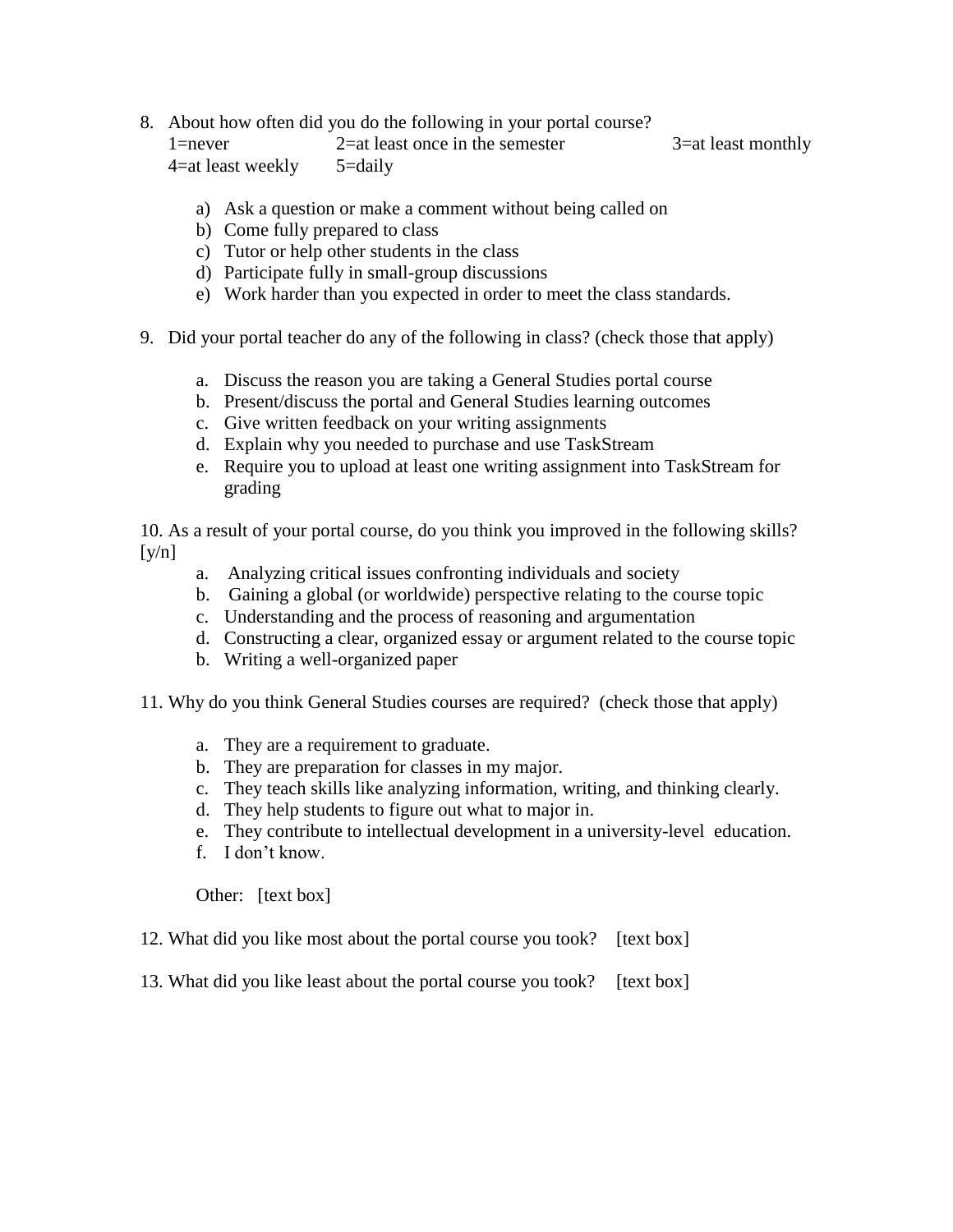8. About how often did you do the following in your portal course?
   1=never 2=at least once in the semester 3=at least monthly
   4=at least weekly 5=daily

   a) Ask a question or make a comment without being called on
   b) Come fully prepared to class
   c) Tutor or help other students in the class
   d) Participate fully in small-group discussions
   e) Work harder than you expected in order to meet the class standards.

9. Did your portal teacher do any of the following in class? (check those that apply)

   a. Discuss the reason you are taking a General Studies portal course
   b. Present/discuss the portal and General Studies learning outcomes
   c. Give written feedback on your writing assignments
   d. Explain why you needed to purchase and use TaskStream
   e. Require you to upload at least one writing assignment into TaskStream for grading

10. As a result of your portal course, do you think you improved in the following skills? [y/n]

    a. Analyzing critical issues confronting individuals and society
    b. Gaining a global (or worldwide) perspective relating to the course topic
    c. Understanding and the process of reasoning and argumentation
    d. Constructing a clear, organized essay or argument related to the course topic
    b. Writing a well-organized paper

11. Why do you think General Studies courses are required? (check those that apply)

    a. They are a requirement to graduate.
    b. They are preparation for classes in my major.
    c. They teach skills like analyzing information, writing, and thinking clearly.
    d. They help students to figure out what to major in.
    e. They contribute to intellectual development in a university-level education.
    f. I don't know.

    Other: [text box]

12. What did you like most about the portal course you took? [text box]

13. What did you like least about the portal course you took? [text box]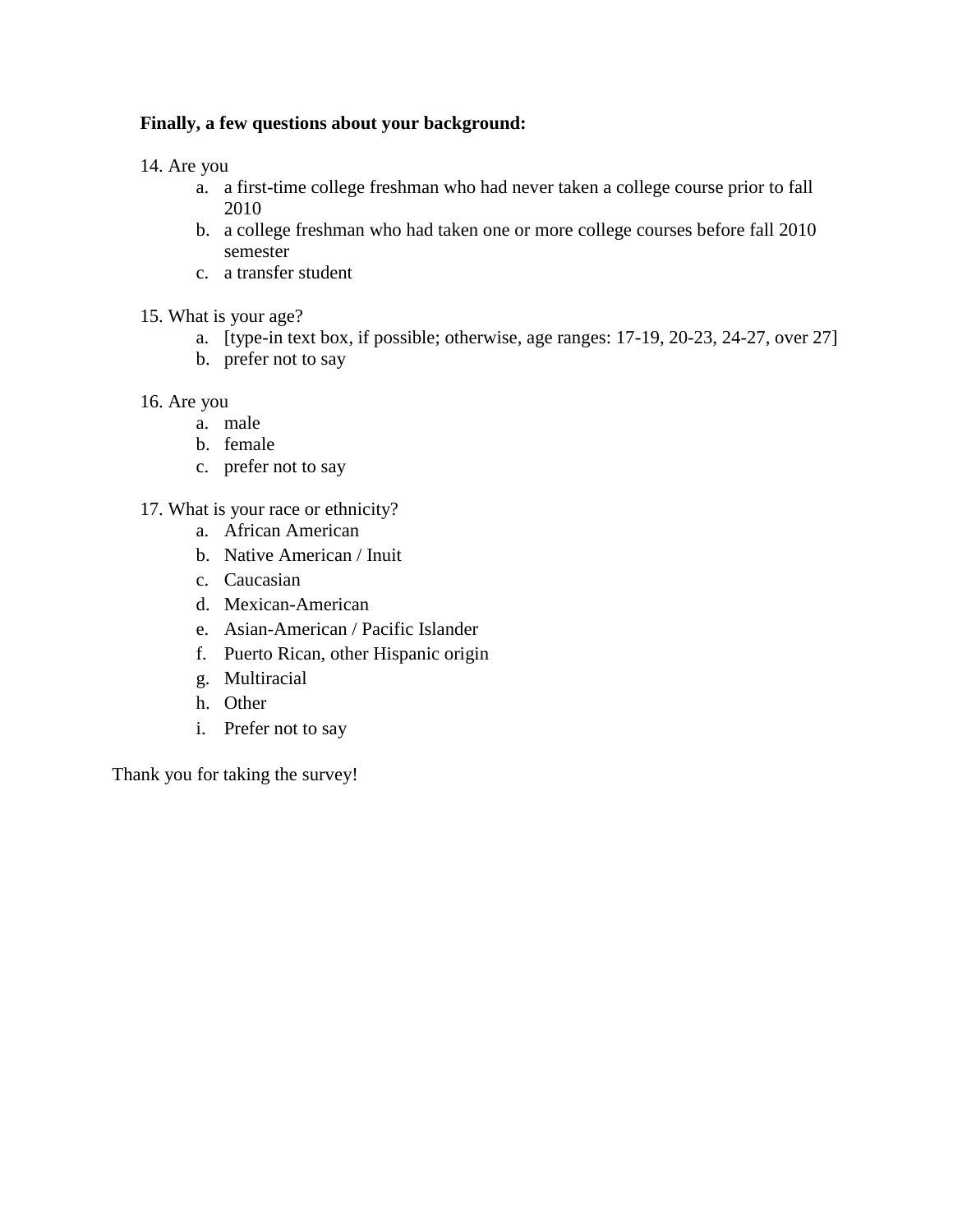**Finally, a few questions about your background:**

14. Are you
    a. a first-time college freshman who had never taken a college course prior to fall 2010
    b. a college freshman who had taken one or more college courses before fall 2010 semester
    c. a transfer student

15. What is your age?
    a. [type-in text box, if possible; otherwise, age ranges: 17-19, 20-23, 24-27, over 27]
    b. prefer not to say

16. Are you
    a. male
    b. female
    c. prefer not to say

17. What is your race or ethnicity?
    a. African American
    b. Native American / Inuit
    c. Caucasian
    d. Mexican-American
    e. Asian-American / Pacific Islander
    f. Puerto Rican, other Hispanic origin
    g. Multiracial
    h. Other
    i. Prefer not to say

Thank you for taking the survey!